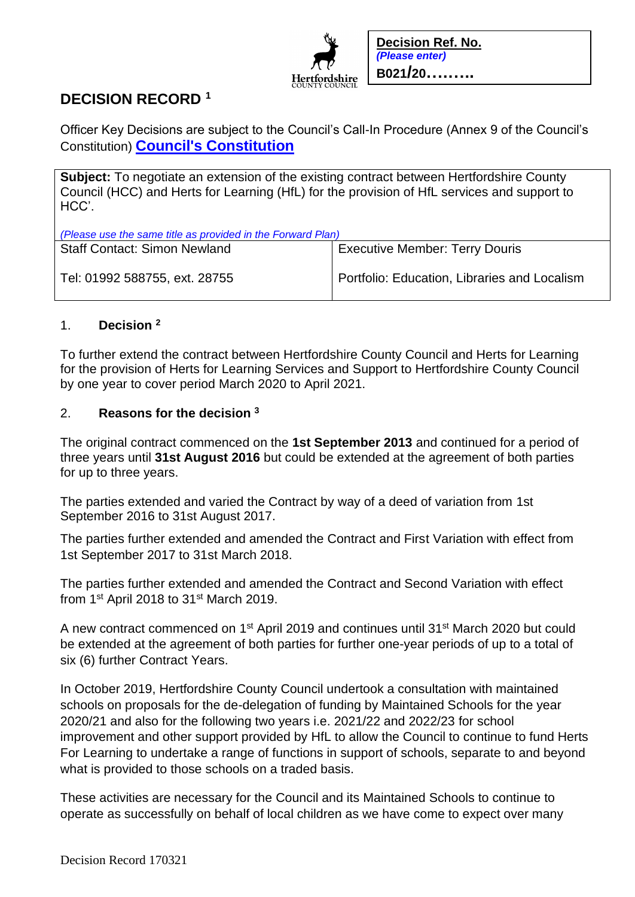**Decision Ref. No.**
*(Please enter)*
**B021/20………**

# DECISION RECORD [1]

Officer Key Decisions are subject to the Council's Call-In Procedure (Annex 9 of the Council's Constitution) **Council's Constitution**

| **Subject:** To negotiate an extension of the existing contract between Hertfordshire County Council (HCC) and Herts for Learning (HfL) for the provision of HfL services and support to HCC'. *(Please use the same title as provided in the Forward Plan)* | |
|---|---|
| Staff Contact: Simon Newland | Executive Member: Terry Douris |
| Tel: 01992 588755, ext. 28755 | Portfolio: Education, Libraries and Localism |

## 1. Decision [2]

To further extend the contract between Hertfordshire County Council and Herts for Learning for the provision of Herts for Learning Services and Support to Hertfordshire County Council by one year to cover period March 2020 to April 2021.

## 2. Reasons for the decision [3]

The original contract commenced on the **1st September 2013** and continued for a period of three years until **31st August 2016** but could be extended at the agreement of both parties for up to three years.

The parties extended and varied the Contract by way of a deed of variation from 1st September 2016 to 31st August 2017.

The parties further extended and amended the Contract and First Variation with effect from 1st September 2017 to 31st March 2018.

The parties further extended and amended the Contract and Second Variation with effect from 1st April 2018 to 31st March 2019.

A new contract commenced on 1st April 2019 and continues until 31st March 2020 but could be extended at the agreement of both parties for further one-year periods of up to a total of six (6) further Contract Years.

In October 2019, Hertfordshire County Council undertook a consultation with maintained schools on proposals for the de-delegation of funding by Maintained Schools for the year 2020/21 and also for the following two years i.e. 2021/22 and 2022/23 for school improvement and other support provided by HfL to allow the Council to continue to fund Herts For Learning to undertake a range of functions in support of schools, separate to and beyond what is provided to those schools on a traded basis.

These activities are necessary for the Council and its Maintained Schools to continue to operate as successfully on behalf of local children as we have come to expect over many

Decision Record 170321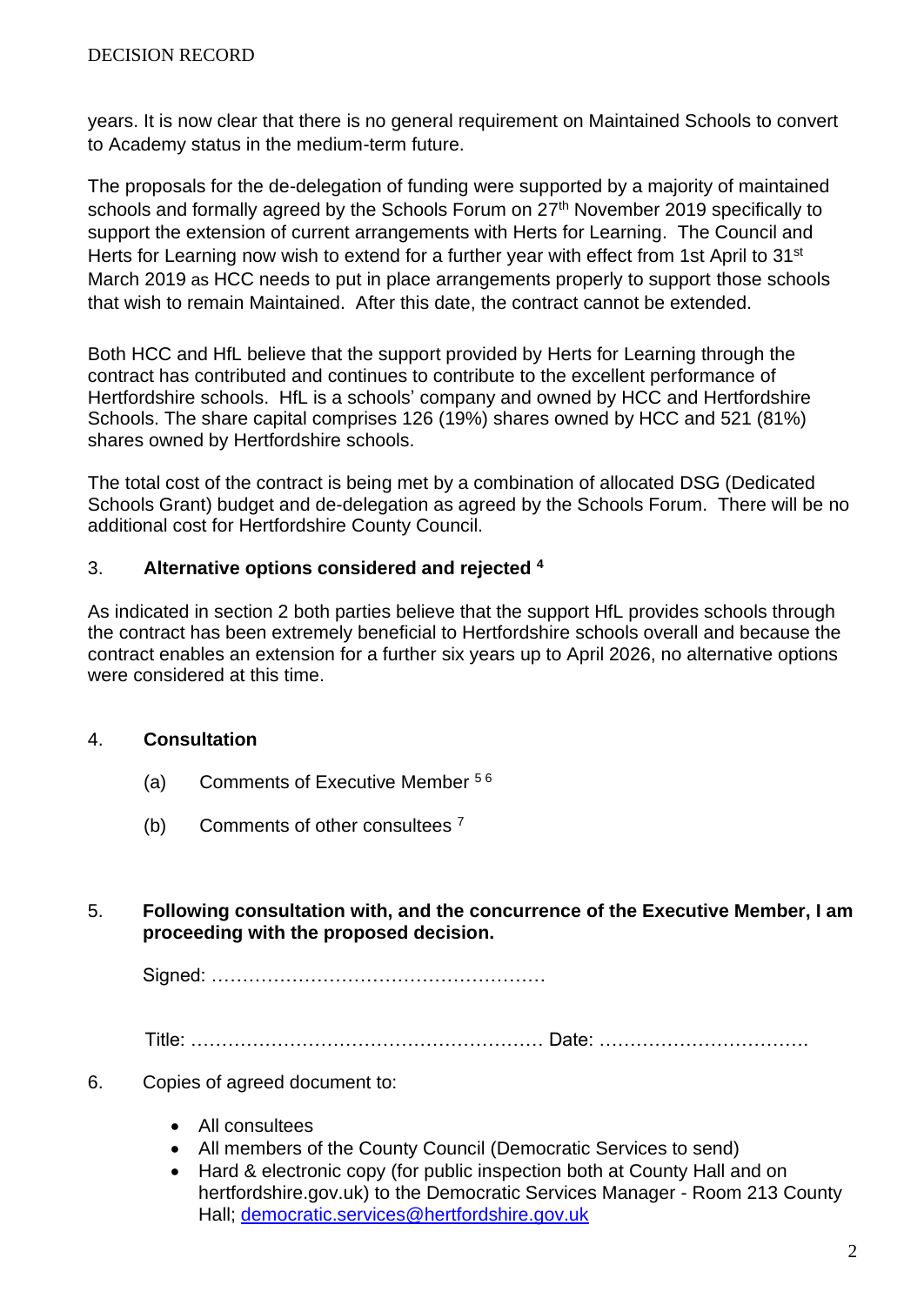years. It is now clear that there is no general requirement on Maintained Schools to convert to Academy status in the medium-term future.

The proposals for the de-delegation of funding were supported by a majority of maintained schools and formally agreed by the Schools Forum on 27th November 2019 specifically to support the extension of current arrangements with Herts for Learning. The Council and Herts for Learning now wish to extend for a further year with effect from 1st April to 31st March 2019 as HCC needs to put in place arrangements properly to support those schools that wish to remain Maintained. After this date, the contract cannot be extended.

Both HCC and HfL believe that the support provided by Herts for Learning through the contract has contributed and continues to contribute to the excellent performance of Hertfordshire schools. HfL is a schools' company and owned by HCC and Hertfordshire Schools. The share capital comprises 126 (19%) shares owned by HCC and 521 (81%) shares owned by Hertfordshire schools.

The total cost of the contract is being met by a combination of allocated DSG (Dedicated Schools Grant) budget and de-delegation as agreed by the Schools Forum. There will be no additional cost for Hertfordshire County Council.

3. **Alternative options considered and rejected [4]**

As indicated in section 2 both parties believe that the support HfL provides schools through the contract has been extremely beneficial to Hertfordshire schools overall and because the contract enables an extension for a further six years up to April 2026, no alternative options were considered at this time.

4. **Consultation**

   (a) Comments of Executive Member [5 6]

   (b) Comments of other consultees [7]

5. **Following consultation with, and the concurrence of the Executive Member, I am proceeding with the proposed decision.**

   Signed: ………………………………………………

   Title: ………………………………………………… Date: …………………………….

6. Copies of agreed document to:

   - All consultees
   - All members of the County Council (Democratic Services to send)
   - Hard & electronic copy (for public inspection both at County Hall and on hertfordshire.gov.uk) to the Democratic Services Manager - Room 213 County Hall; democratic.services@hertfordshire.gov.uk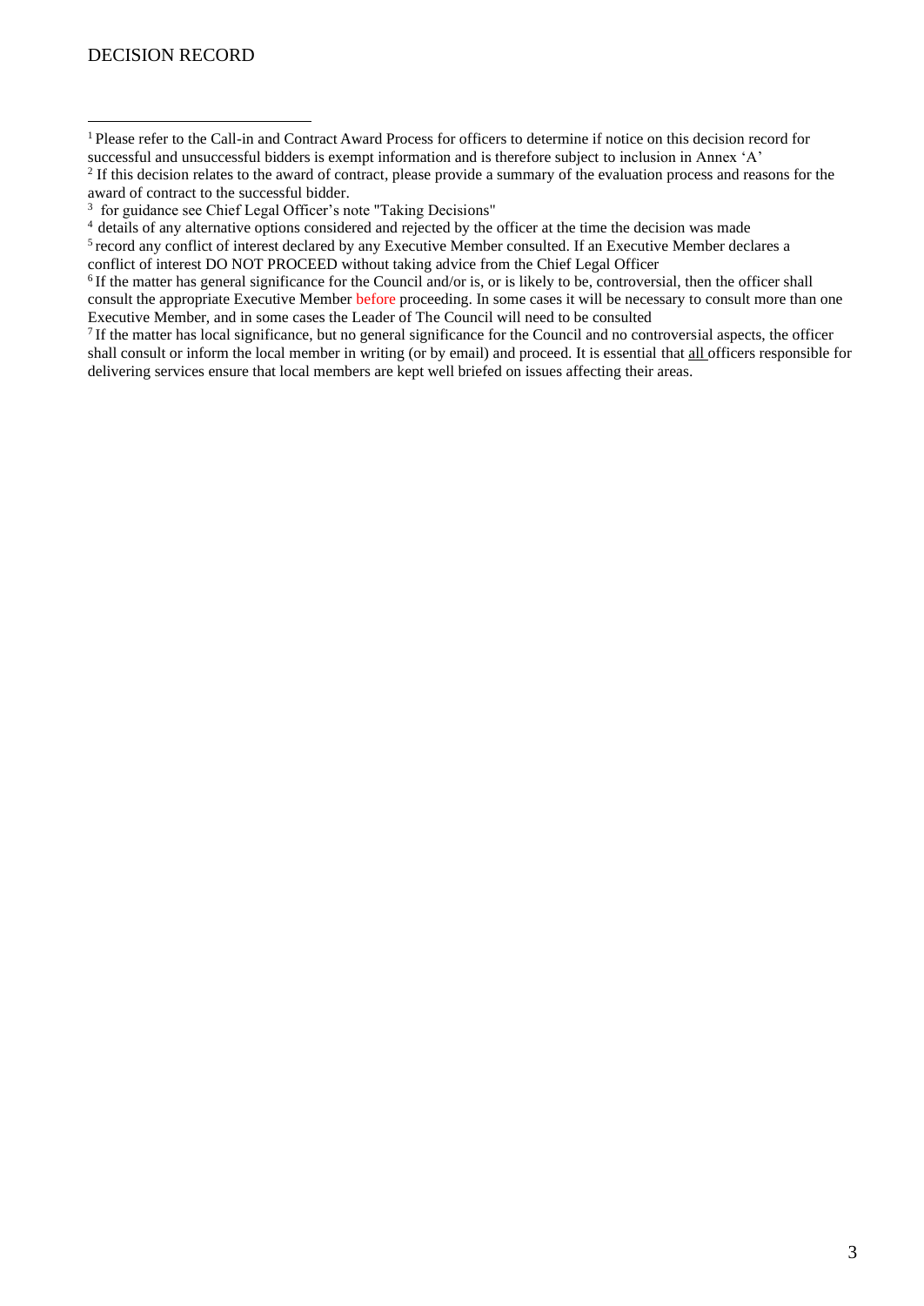DECISION RECORD

---

[1] Please refer to the Call-in and Contract Award Process for officers to determine if notice on this decision record for successful and unsuccessful bidders is exempt information and is therefore subject to inclusion in Annex 'A'

[2] If this decision relates to the award of contract, please provide a summary of the evaluation process and reasons for the award of contract to the successful bidder.

[3] for guidance see Chief Legal Officer's note "Taking Decisions"

[4] details of any alternative options considered and rejected by the officer at the time the decision was made

[5] record any conflict of interest declared by any Executive Member consulted. If an Executive Member declares a conflict of interest DO NOT PROCEED without taking advice from the Chief Legal Officer

[6] If the matter has general significance for the Council and/or is, or is likely to be, controversial, then the officer shall consult the appropriate Executive Member before proceeding. In some cases it will be necessary to consult more than one Executive Member, and in some cases the Leader of The Council will need to be consulted

[7] If the matter has local significance, but no general significance for the Council and no controversial aspects, the officer shall consult or inform the local member in writing (or by email) and proceed. It is essential that all officers responsible for delivering services ensure that local members are kept well briefed on issues affecting their areas.